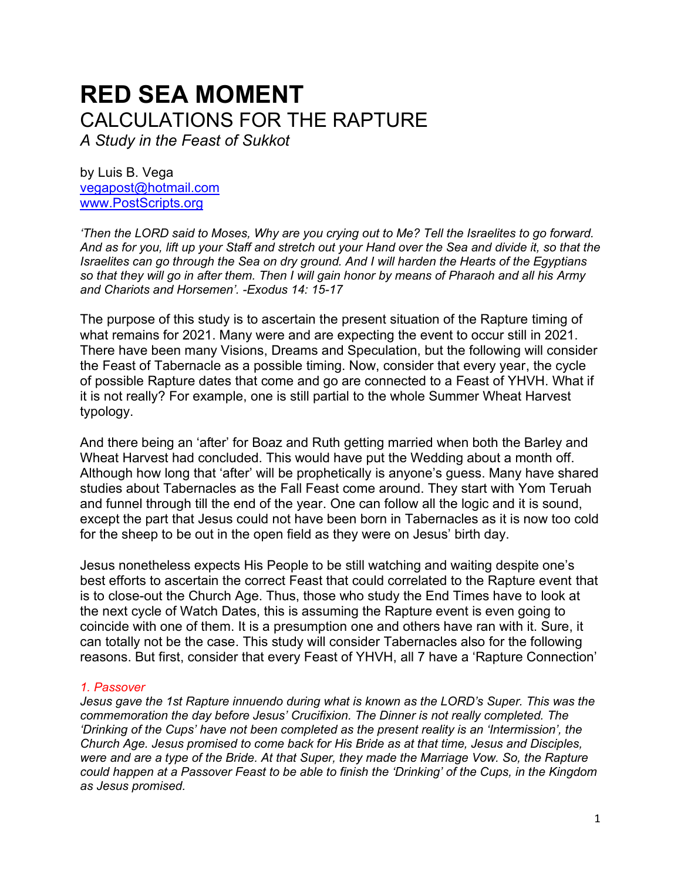# RED SEA MOMENT

## CALCULATIONS FOR THE RAPTURE

*A Study in the Feast of Sukkot*

by Luis B. Vega
vegapost@hotmail.com
www.PostScripts.org

*'Then the LORD said to Moses, Why are you crying out to Me? Tell the Israelites to go forward. And as for you, lift up your Staff and stretch out your Hand over the Sea and divide it, so that the Israelites can go through the Sea on dry ground. And I will harden the Hearts of the Egyptians so that they will go in after them. Then I will gain honor by means of Pharaoh and all his Army and Chariots and Horsemen'. -Exodus 14: 15-17*

The purpose of this study is to ascertain the present situation of the Rapture timing of what remains for 2021. Many were and are expecting the event to occur still in 2021. There have been many Visions, Dreams and Speculation, but the following will consider the Feast of Tabernacle as a possible timing. Now, consider that every year, the cycle of possible Rapture dates that come and go are connected to a Feast of YHVH. What if it is not really? For example, one is still partial to the whole Summer Wheat Harvest typology.

And there being an 'after' for Boaz and Ruth getting married when both the Barley and Wheat Harvest had concluded. This would have put the Wedding about a month off. Although how long that 'after' will be prophetically is anyone's guess. Many have shared studies about Tabernacles as the Fall Feast come around. They start with Yom Teruah and funnel through till the end of the year. One can follow all the logic and it is sound, except the part that Jesus could not have been born in Tabernacles as it is now too cold for the sheep to be out in the open field as they were on Jesus' birth day.

Jesus nonetheless expects His People to be still watching and waiting despite one's best efforts to ascertain the correct Feast that could correlated to the Rapture event that is to close-out the Church Age. Thus, those who study the End Times have to look at the next cycle of Watch Dates, this is assuming the Rapture event is even going to coincide with one of them. It is a presumption one and others have ran with it. Sure, it can totally not be the case. This study will consider Tabernacles also for the following reasons. But first, consider that every Feast of YHVH, all 7 have a 'Rapture Connection'

*1. Passover*

*Jesus gave the 1st Rapture innuendo during what is known as the LORD's Super. This was the commemoration the day before Jesus' Crucifixion. The Dinner is not really completed. The 'Drinking of the Cups' have not been completed as the present reality is an 'Intermission', the Church Age. Jesus promised to come back for His Bride as at that time, Jesus and Disciples, were and are a type of the Bride. At that Super, they made the Marriage Vow. So, the Rapture could happen at a Passover Feast to be able to finish the 'Drinking' of the Cups, in the Kingdom as Jesus promised.*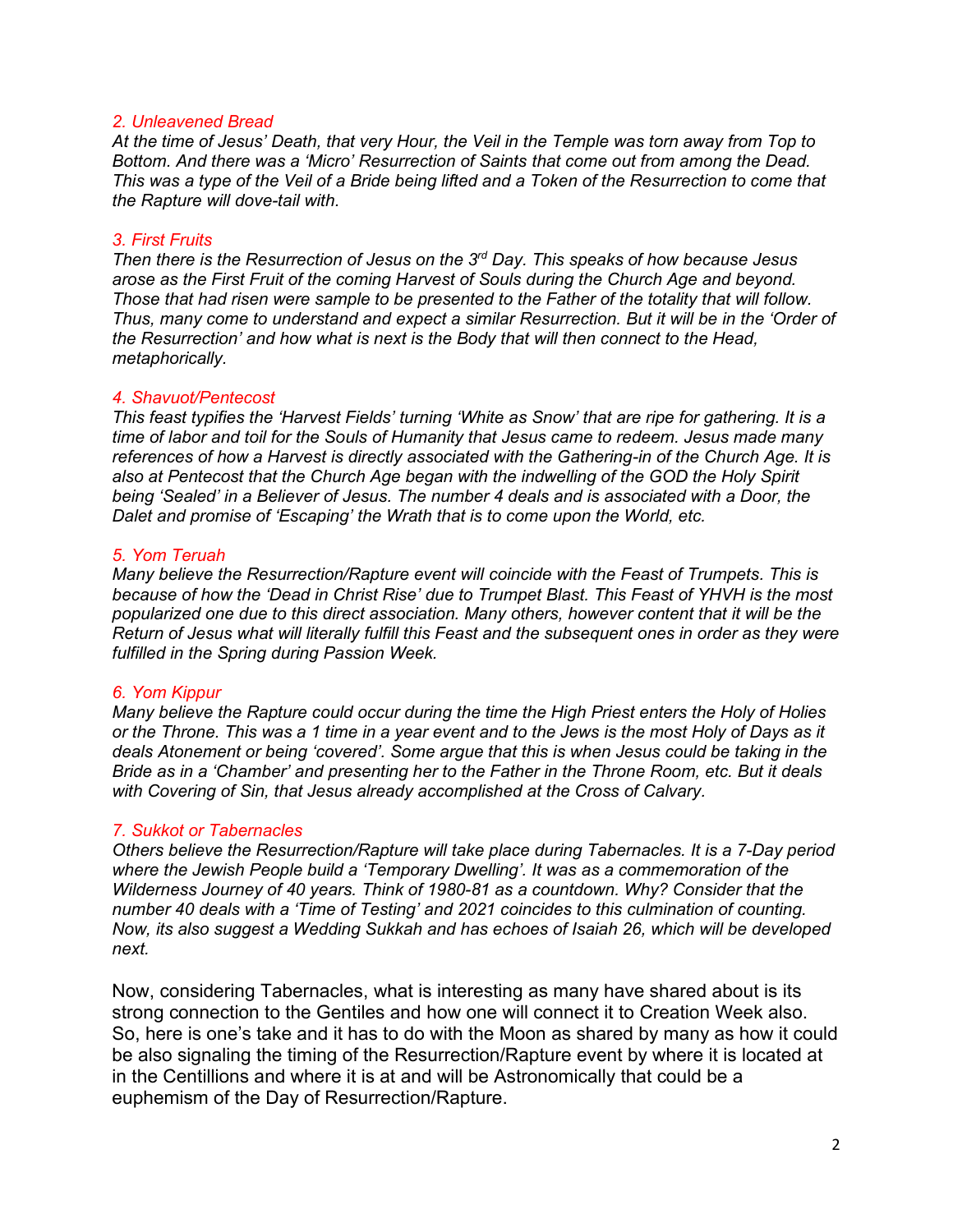*2. Unleavened Bread*

*At the time of Jesus' Death, that very Hour, the Veil in the Temple was torn away from Top to Bottom. And there was a 'Micro' Resurrection of Saints that come out from among the Dead. This was a type of the Veil of a Bride being lifted and a Token of the Resurrection to come that the Rapture will dove-tail with.*

*3. First Fruits*

*Then there is the Resurrection of Jesus on the 3rd Day. This speaks of how because Jesus arose as the First Fruit of the coming Harvest of Souls during the Church Age and beyond. Those that had risen were sample to be presented to the Father of the totality that will follow. Thus, many come to understand and expect a similar Resurrection. But it will be in the 'Order of the Resurrection' and how what is next is the Body that will then connect to the Head, metaphorically.*

*4. Shavuot/Pentecost*

*This feast typifies the 'Harvest Fields' turning 'White as Snow' that are ripe for gathering. It is a time of labor and toil for the Souls of Humanity that Jesus came to redeem. Jesus made many references of how a Harvest is directly associated with the Gathering-in of the Church Age. It is also at Pentecost that the Church Age began with the indwelling of the GOD the Holy Spirit being 'Sealed' in a Believer of Jesus. The number 4 deals and is associated with a Door, the Dalet and promise of 'Escaping' the Wrath that is to come upon the World, etc.*

*5. Yom Teruah*

*Many believe the Resurrection/Rapture event will coincide with the Feast of Trumpets. This is because of how the 'Dead in Christ Rise' due to Trumpet Blast. This Feast of YHVH is the most popularized one due to this direct association. Many others, however content that it will be the Return of Jesus what will literally fulfill this Feast and the subsequent ones in order as they were fulfilled in the Spring during Passion Week.*

*6. Yom Kippur*

*Many believe the Rapture could occur during the time the High Priest enters the Holy of Holies or the Throne. This was a 1 time in a year event and to the Jews is the most Holy of Days as it deals Atonement or being 'covered'. Some argue that this is when Jesus could be taking in the Bride as in a 'Chamber' and presenting her to the Father in the Throne Room, etc. But it deals with Covering of Sin, that Jesus already accomplished at the Cross of Calvary.*

*7. Sukkot or Tabernacles*

*Others believe the Resurrection/Rapture will take place during Tabernacles. It is a 7-Day period where the Jewish People build a 'Temporary Dwelling'. It was as a commemoration of the Wilderness Journey of 40 years. Think of 1980-81 as a countdown. Why? Consider that the number 40 deals with a 'Time of Testing' and 2021 coincides to this culmination of counting. Now, its also suggest a Wedding Sukkah and has echoes of Isaiah 26, which will be developed next.*

Now, considering Tabernacles, what is interesting as many have shared about is its strong connection to the Gentiles and how one will connect it to Creation Week also. So, here is one's take and it has to do with the Moon as shared by many as how it could be also signaling the timing of the Resurrection/Rapture event by where it is located at in the Centillions and where it is at and will be Astronomically that could be a euphemism of the Day of Resurrection/Rapture.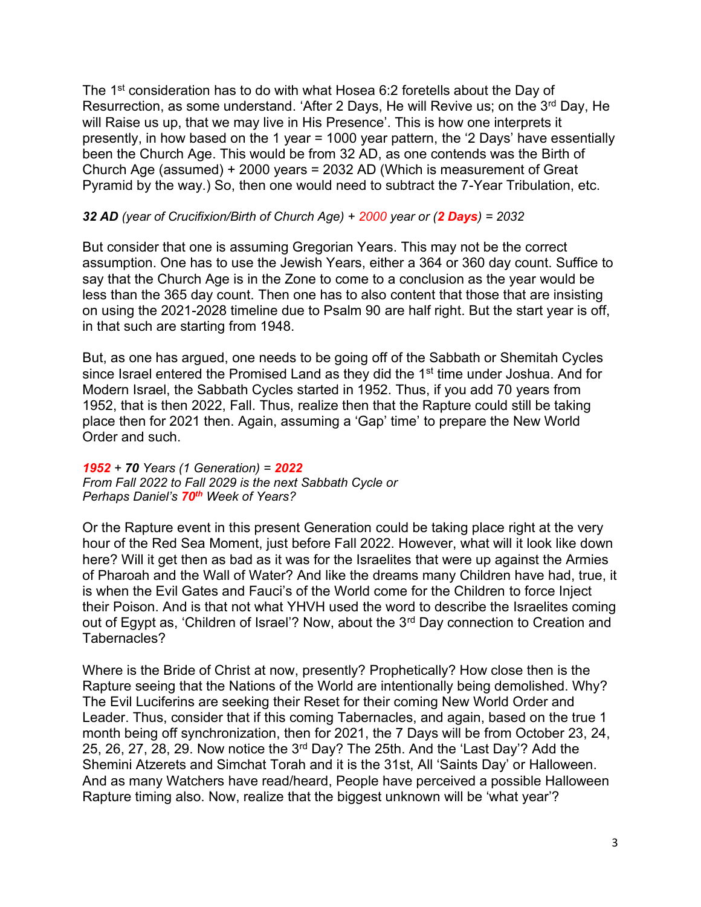The 1st consideration has to do with what Hosea 6:2 foretells about the Day of Resurrection, as some understand. 'After 2 Days, He will Revive us; on the 3rd Day, He will Raise us up, that we may live in His Presence'. This is how one interprets it presently, in how based on the 1 year = 1000 year pattern, the '2 Days' have essentially been the Church Age. This would be from 32 AD, as one contends was the Birth of Church Age (assumed) + 2000 years = 2032 AD (Which is measurement of Great Pyramid by the way.) So, then one would need to subtract the 7-Year Tribulation, etc.

***32 AD*** *(year of Crucifixion/Birth of Church Age) + 2000 year or (**2 Days**) = 2032*

But consider that one is assuming Gregorian Years. This may not be the correct assumption. One has to use the Jewish Years, either a 364 or 360 day count. Suffice to say that the Church Age is in the Zone to come to a conclusion as the year would be less than the 365 day count. Then one has to also content that those that are insisting on using the 2021-2028 timeline due to Psalm 90 are half right. But the start year is off, in that such are starting from 1948.

But, as one has argued, one needs to be going off of the Sabbath or Shemitah Cycles since Israel entered the Promised Land as they did the 1st time under Joshua. And for Modern Israel, the Sabbath Cycles started in 1952. Thus, if you add 70 years from 1952, that is then 2022, Fall. Thus, realize then that the Rapture could still be taking place then for 2021 then. Again, assuming a 'Gap' time' to prepare the New World Order and such.

***1952*** *+ **70** Years (1 Generation) = **2022***
*From Fall 2022 to Fall 2029 is the next Sabbath Cycle or*
*Perhaps Daniel's **70th** Week of Years?*

Or the Rapture event in this present Generation could be taking place right at the very hour of the Red Sea Moment, just before Fall 2022. However, what will it look like down here? Will it get then as bad as it was for the Israelites that were up against the Armies of Pharoah and the Wall of Water? And like the dreams many Children have had, true, it is when the Evil Gates and Fauci's of the World come for the Children to force Inject their Poison. And is that not what YHVH used the word to describe the Israelites coming out of Egypt as, 'Children of Israel'? Now, about the 3rd Day connection to Creation and Tabernacles?

Where is the Bride of Christ at now, presently? Prophetically? How close then is the Rapture seeing that the Nations of the World are intentionally being demolished. Why? The Evil Luciferins are seeking their Reset for their coming New World Order and Leader. Thus, consider that if this coming Tabernacles, and again, based on the true 1 month being off synchronization, then for 2021, the 7 Days will be from October 23, 24, 25, 26, 27, 28, 29. Now notice the 3rd Day? The 25th. And the 'Last Day'? Add the Shemini Atzerets and Simchat Torah and it is the 31st, All 'Saints Day' or Halloween. And as many Watchers have read/heard, People have perceived a possible Halloween Rapture timing also. Now, realize that the biggest unknown will be 'what year'?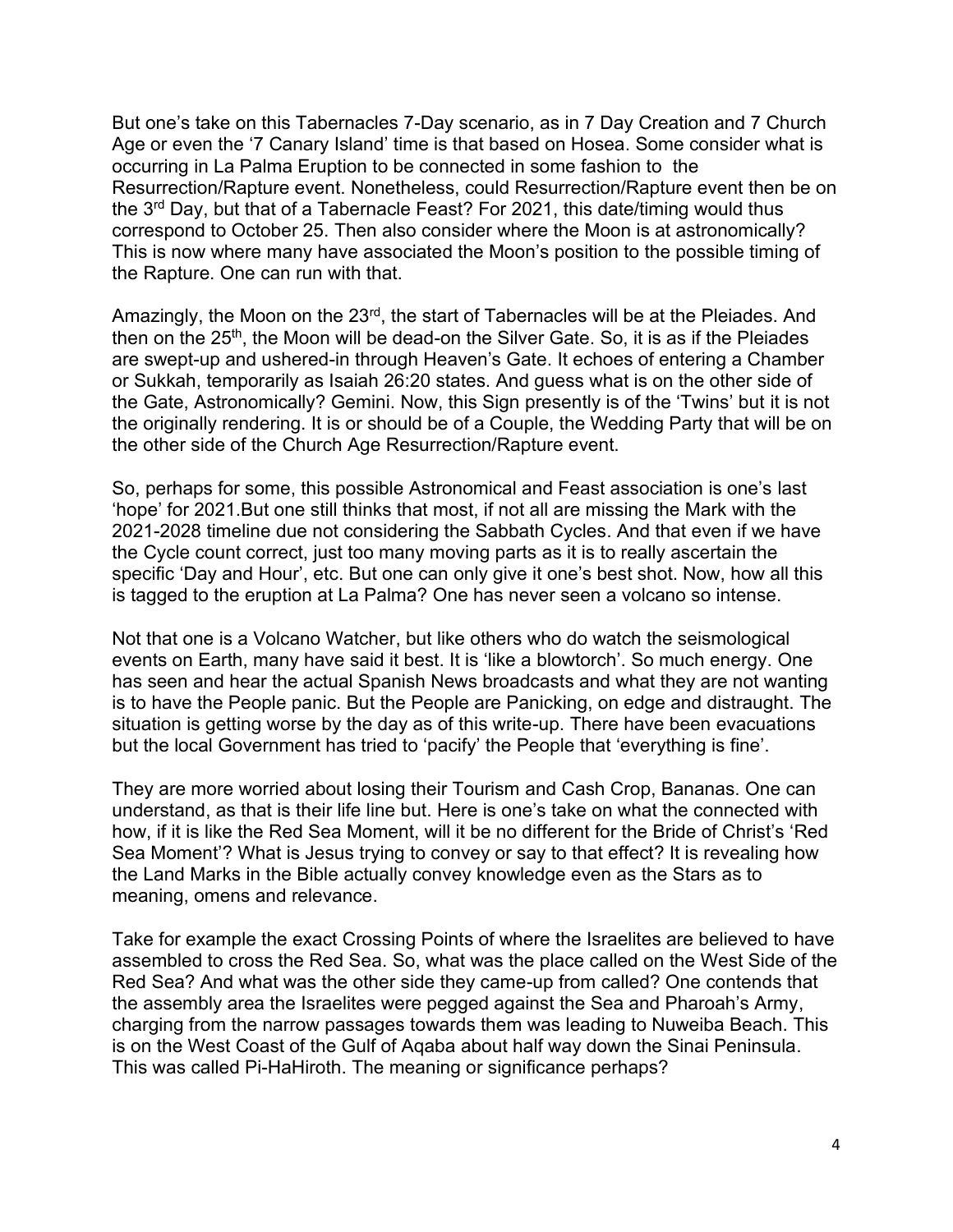But one's take on this Tabernacles 7-Day scenario, as in 7 Day Creation and 7 Church Age or even the '7 Canary Island' time is that based on Hosea. Some consider what is occurring in La Palma Eruption to be connected in some fashion to the Resurrection/Rapture event. Nonetheless, could Resurrection/Rapture event then be on the 3rd Day, but that of a Tabernacle Feast? For 2021, this date/timing would thus correspond to October 25. Then also consider where the Moon is at astronomically? This is now where many have associated the Moon's position to the possible timing of the Rapture. One can run with that.

Amazingly, the Moon on the 23rd, the start of Tabernacles will be at the Pleiades. And then on the 25th, the Moon will be dead-on the Silver Gate. So, it is as if the Pleiades are swept-up and ushered-in through Heaven's Gate. It echoes of entering a Chamber or Sukkah, temporarily as Isaiah 26:20 states. And guess what is on the other side of the Gate, Astronomically? Gemini. Now, this Sign presently is of the 'Twins' but it is not the originally rendering. It is or should be of a Couple, the Wedding Party that will be on the other side of the Church Age Resurrection/Rapture event.

So, perhaps for some, this possible Astronomical and Feast association is one's last 'hope' for 2021.But one still thinks that most, if not all are missing the Mark with the 2021-2028 timeline due not considering the Sabbath Cycles. And that even if we have the Cycle count correct, just too many moving parts as it is to really ascertain the specific 'Day and Hour', etc. But one can only give it one's best shot. Now, how all this is tagged to the eruption at La Palma? One has never seen a volcano so intense.

Not that one is a Volcano Watcher, but like others who do watch the seismological events on Earth, many have said it best. It is 'like a blowtorch'. So much energy. One has seen and hear the actual Spanish News broadcasts and what they are not wanting is to have the People panic. But the People are Panicking, on edge and distraught. The situation is getting worse by the day as of this write-up. There have been evacuations but the local Government has tried to 'pacify' the People that 'everything is fine'.

They are more worried about losing their Tourism and Cash Crop, Bananas. One can understand, as that is their life line but. Here is one's take on what the connected with how, if it is like the Red Sea Moment, will it be no different for the Bride of Christ's 'Red Sea Moment'? What is Jesus trying to convey or say to that effect? It is revealing how the Land Marks in the Bible actually convey knowledge even as the Stars as to meaning, omens and relevance.

Take for example the exact Crossing Points of where the Israelites are believed to have assembled to cross the Red Sea. So, what was the place called on the West Side of the Red Sea? And what was the other side they came-up from called? One contends that the assembly area the Israelites were pegged against the Sea and Pharoah's Army, charging from the narrow passages towards them was leading to Nuweiba Beach. This is on the West Coast of the Gulf of Aqaba about half way down the Sinai Peninsula. This was called Pi-HaHiroth. The meaning or significance perhaps?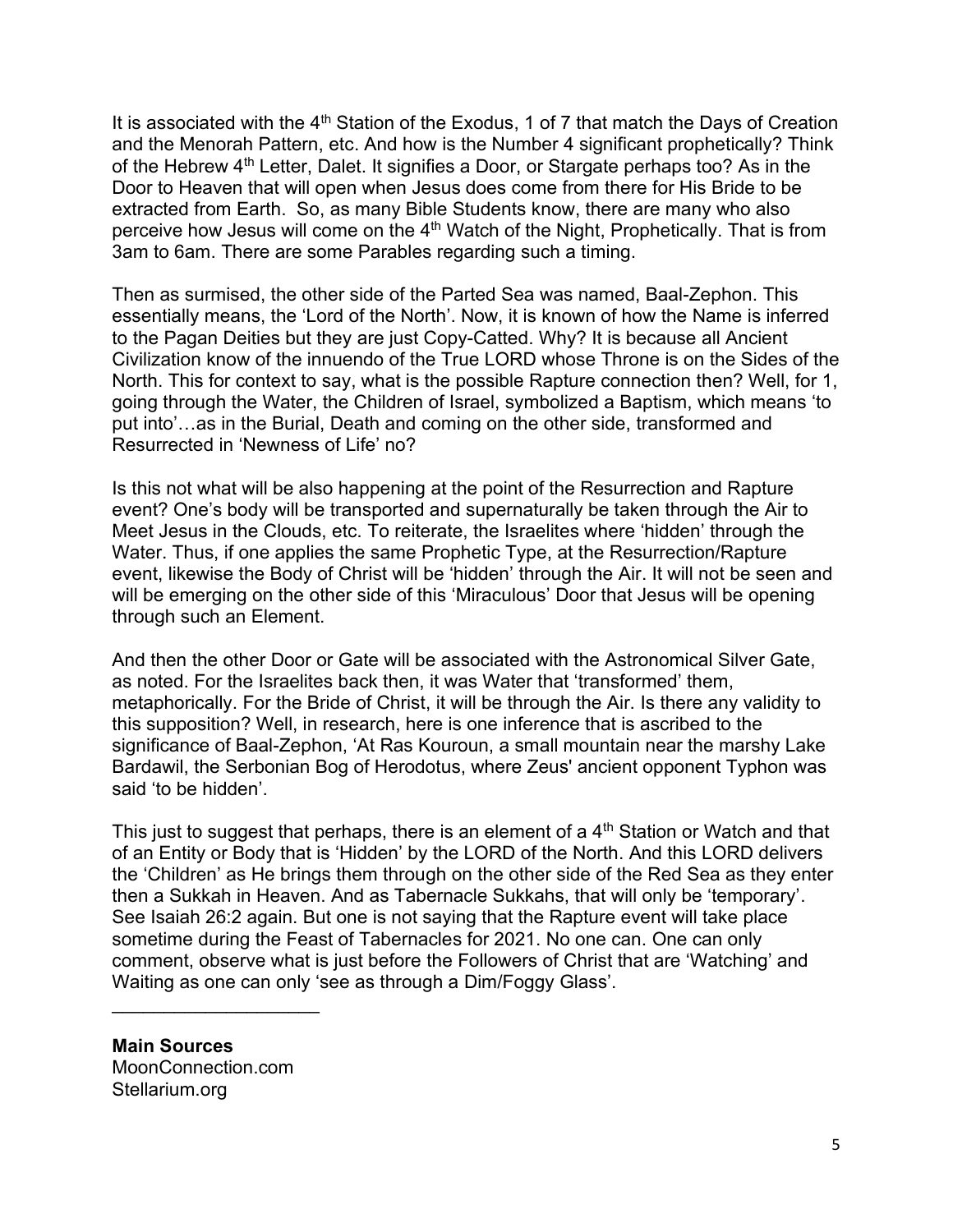It is associated with the 4th Station of the Exodus, 1 of 7 that match the Days of Creation and the Menorah Pattern, etc. And how is the Number 4 significant prophetically? Think of the Hebrew 4th Letter, Dalet. It signifies a Door, or Stargate perhaps too? As in the Door to Heaven that will open when Jesus does come from there for His Bride to be extracted from Earth. So, as many Bible Students know, there are many who also perceive how Jesus will come on the 4th Watch of the Night, Prophetically. That is from 3am to 6am. There are some Parables regarding such a timing.

Then as surmised, the other side of the Parted Sea was named, Baal-Zephon. This essentially means, the 'Lord of the North'. Now, it is known of how the Name is inferred to the Pagan Deities but they are just Copy-Catted. Why? It is because all Ancient Civilization know of the innuendo of the True LORD whose Throne is on the Sides of the North. This for context to say, what is the possible Rapture connection then? Well, for 1, going through the Water, the Children of Israel, symbolized a Baptism, which means 'to put into'…as in the Burial, Death and coming on the other side, transformed and Resurrected in 'Newness of Life' no?

Is this not what will be also happening at the point of the Resurrection and Rapture event? One's body will be transported and supernaturally be taken through the Air to Meet Jesus in the Clouds, etc. To reiterate, the Israelites where 'hidden' through the Water. Thus, if one applies the same Prophetic Type, at the Resurrection/Rapture event, likewise the Body of Christ will be 'hidden' through the Air. It will not be seen and will be emerging on the other side of this 'Miraculous' Door that Jesus will be opening through such an Element.

And then the other Door or Gate will be associated with the Astronomical Silver Gate, as noted. For the Israelites back then, it was Water that 'transformed' them, metaphorically. For the Bride of Christ, it will be through the Air. Is there any validity to this supposition? Well, in research, here is one inference that is ascribed to the significance of Baal-Zephon, 'At Ras Kouroun, a small mountain near the marshy Lake Bardawil, the Serbonian Bog of Herodotus, where Zeus' ancient opponent Typhon was said 'to be hidden'.

This just to suggest that perhaps, there is an element of a 4th Station or Watch and that of an Entity or Body that is 'Hidden' by the LORD of the North. And this LORD delivers the 'Children' as He brings them through on the other side of the Red Sea as they enter then a Sukkah in Heaven. And as Tabernacle Sukkahs, that will only be 'temporary'. See Isaiah 26:2 again. But one is not saying that the Rapture event will take place sometime during the Feast of Tabernacles for 2021. No one can. One can only comment, observe what is just before the Followers of Christ that are 'Watching' and Waiting as one can only 'see as through a Dim/Foggy Glass'.

---

**Main Sources**
MoonConnection.com
Stellarium.org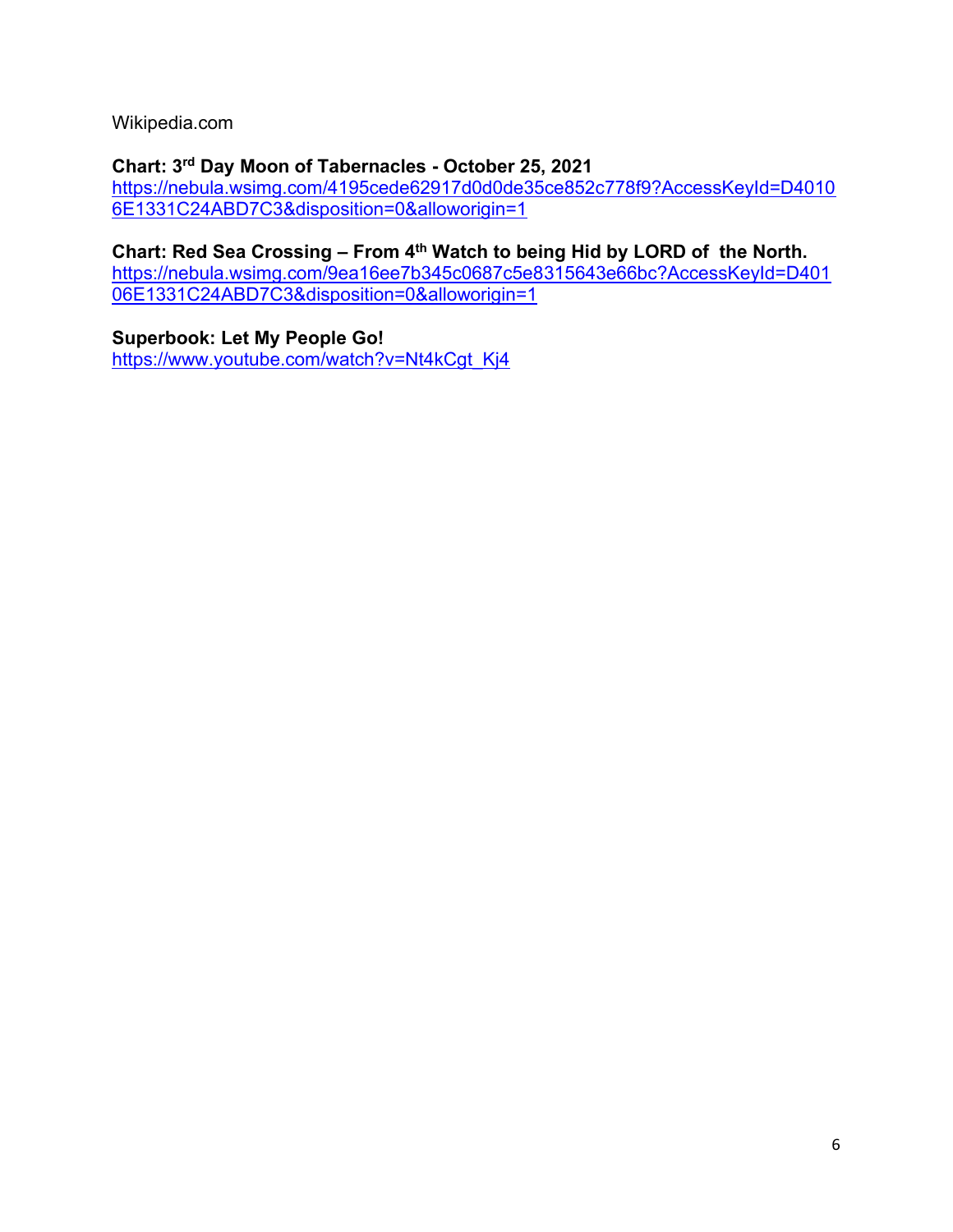Wikipedia.com

**Chart: 3rd Day Moon of Tabernacles - October 25, 2021**
https://nebula.wsimg.com/4195cede62917d0d0de35ce852c778f9?AccessKeyId=D40106E1331C24ABD7C3&disposition=0&alloworigin=1

**Chart: Red Sea Crossing – From 4th Watch to being Hid by LORD of the North.**
https://nebula.wsimg.com/9ea16ee7b345c0687c5e8315643e66bc?AccessKeyId=D40106E1331C24ABD7C3&disposition=0&alloworigin=1

**Superbook: Let My People Go!**
https://www.youtube.com/watch?v=Nt4kCgt_Kj4